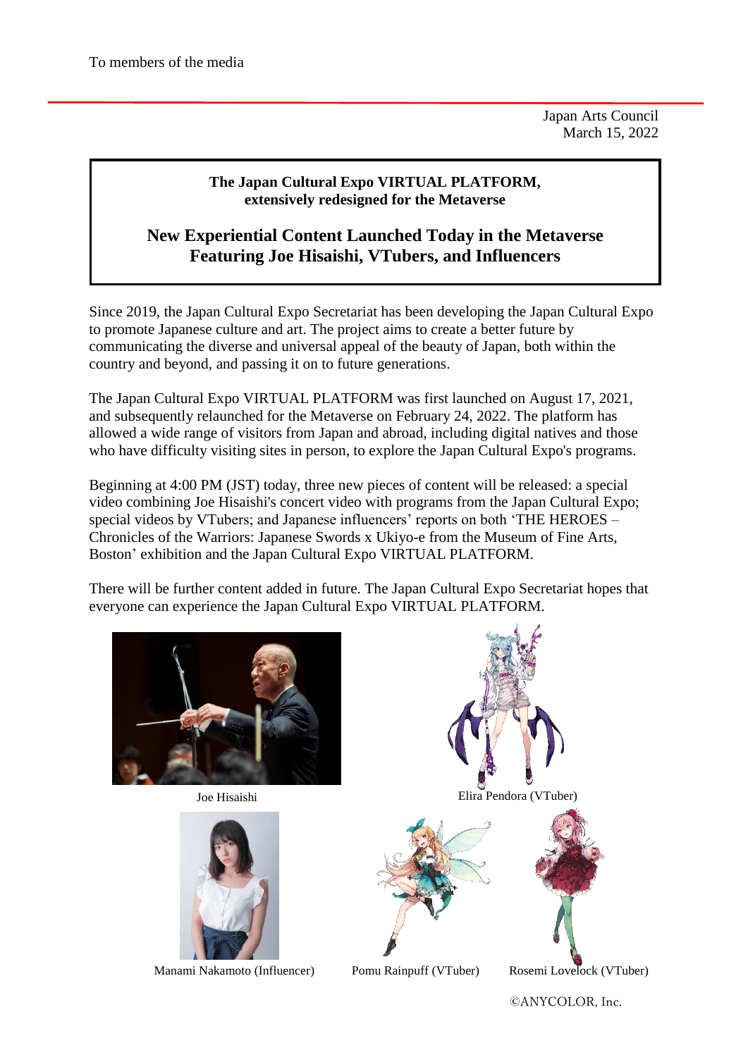To members of the media

Japan Arts Council
March 15, 2022

**The Japan Cultural Expo VIRTUAL PLATFORM, extensively redesigned for the Metaverse**

# New Experiential Content Launched Today in the Metaverse Featuring Joe Hisaishi, VTubers, and Influencers

Since 2019, the Japan Cultural Expo Secretariat has been developing the Japan Cultural Expo to promote Japanese culture and art. The project aims to create a better future by communicating the diverse and universal appeal of the beauty of Japan, both within the country and beyond, and passing it on to future generations.

The Japan Cultural Expo VIRTUAL PLATFORM was first launched on August 17, 2021, and subsequently relaunched for the Metaverse on February 24, 2022. The platform has allowed a wide range of visitors from Japan and abroad, including digital natives and those who have difficulty visiting sites in person, to explore the Japan Cultural Expo's programs.

Beginning at 4:00 PM (JST) today, three new pieces of content will be released: a special video combining Joe Hisaishi's concert video with programs from the Japan Cultural Expo; special videos by VTubers; and Japanese influencers' reports on both 'THE HEROES – Chronicles of the Warriors: Japanese Swords x Ukiyo-e from the Museum of Fine Arts, Boston' exhibition and the Japan Cultural Expo VIRTUAL PLATFORM.

There will be further content added in future. The Japan Cultural Expo Secretariat hopes that everyone can experience the Japan Cultural Expo VIRTUAL PLATFORM.

Joe Hisaishi

Elira Pendora (VTuber)

Manami Nakamoto (Influencer)

Pomu Rainpuff (VTuber)

Rosemi Lovelock (VTuber)

©ANYCOLOR, Inc.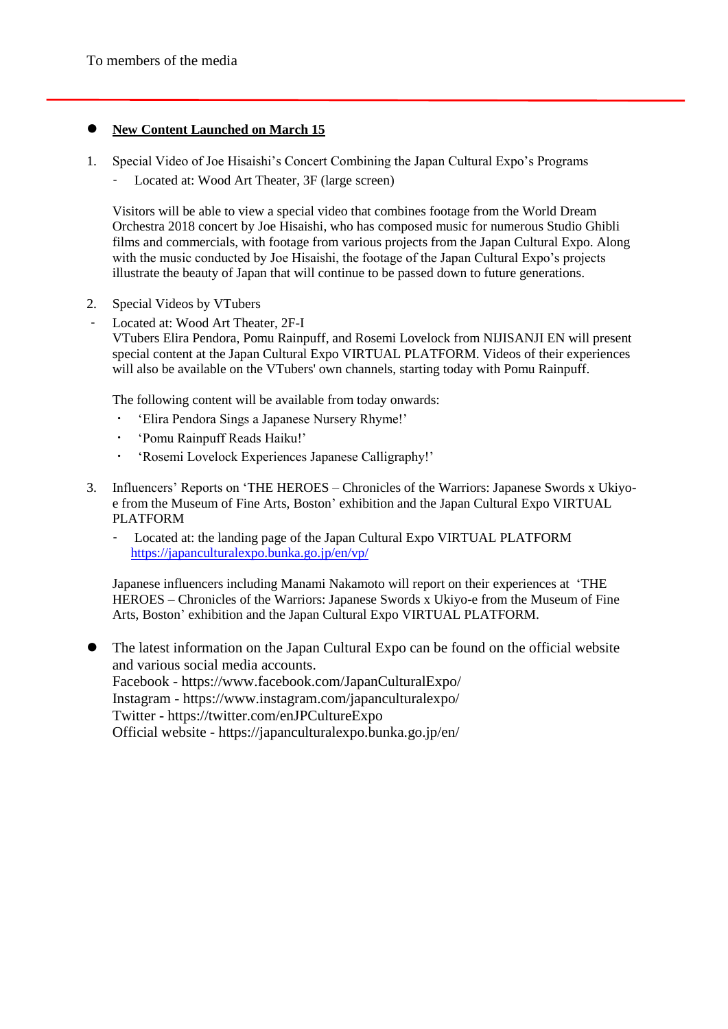To members of the media

- **New Content Launched on March 15**

1. Special Video of Joe Hisaishi's Concert Combining the Japan Cultural Expo's Programs
   - Located at: Wood Art Theater, 3F (large screen)

   Visitors will be able to view a special video that combines footage from the World Dream Orchestra 2018 concert by Joe Hisaishi, who has composed music for numerous Studio Ghibli films and commercials, with footage from various projects from the Japan Cultural Expo. Along with the music conducted by Joe Hisaishi, the footage of the Japan Cultural Expo's projects illustrate the beauty of Japan that will continue to be passed down to future generations.

2. Special Videos by VTubers
   - Located at: Wood Art Theater, 2F-I

   VTubers Elira Pendora, Pomu Rainpuff, and Rosemi Lovelock from NIJISANJI EN will present special content at the Japan Cultural Expo VIRTUAL PLATFORM. Videos of their experiences will also be available on the VTubers' own channels, starting today with Pomu Rainpuff.

   The following content will be available from today onwards:
   - 'Elira Pendora Sings a Japanese Nursery Rhyme!'
   - 'Pomu Rainpuff Reads Haiku!'
   - 'Rosemi Lovelock Experiences Japanese Calligraphy!'

3. Influencers' Reports on 'THE HEROES – Chronicles of the Warriors: Japanese Swords x Ukiyo-e from the Museum of Fine Arts, Boston' exhibition and the Japan Cultural Expo VIRTUAL PLATFORM
   - Located at: the landing page of the Japan Cultural Expo VIRTUAL PLATFORM [https://japanculturalexpo.bunka.go.jp/en/vp/](https://japanculturalexpo.bunka.go.jp/en/vp/)

   Japanese influencers including Manami Nakamoto will report on their experiences at 'THE HEROES – Chronicles of the Warriors: Japanese Swords x Ukiyo-e from the Museum of Fine Arts, Boston' exhibition and the Japan Cultural Expo VIRTUAL PLATFORM.

- The latest information on the Japan Cultural Expo can be found on the official website and various social media accounts.
  Facebook - https://www.facebook.com/JapanCulturalExpo/
  Instagram - https://www.instagram.com/japanculturalexpo/
  Twitter - https://twitter.com/enJPCultureExpo
  Official website - https://japanculturalexpo.bunka.go.jp/en/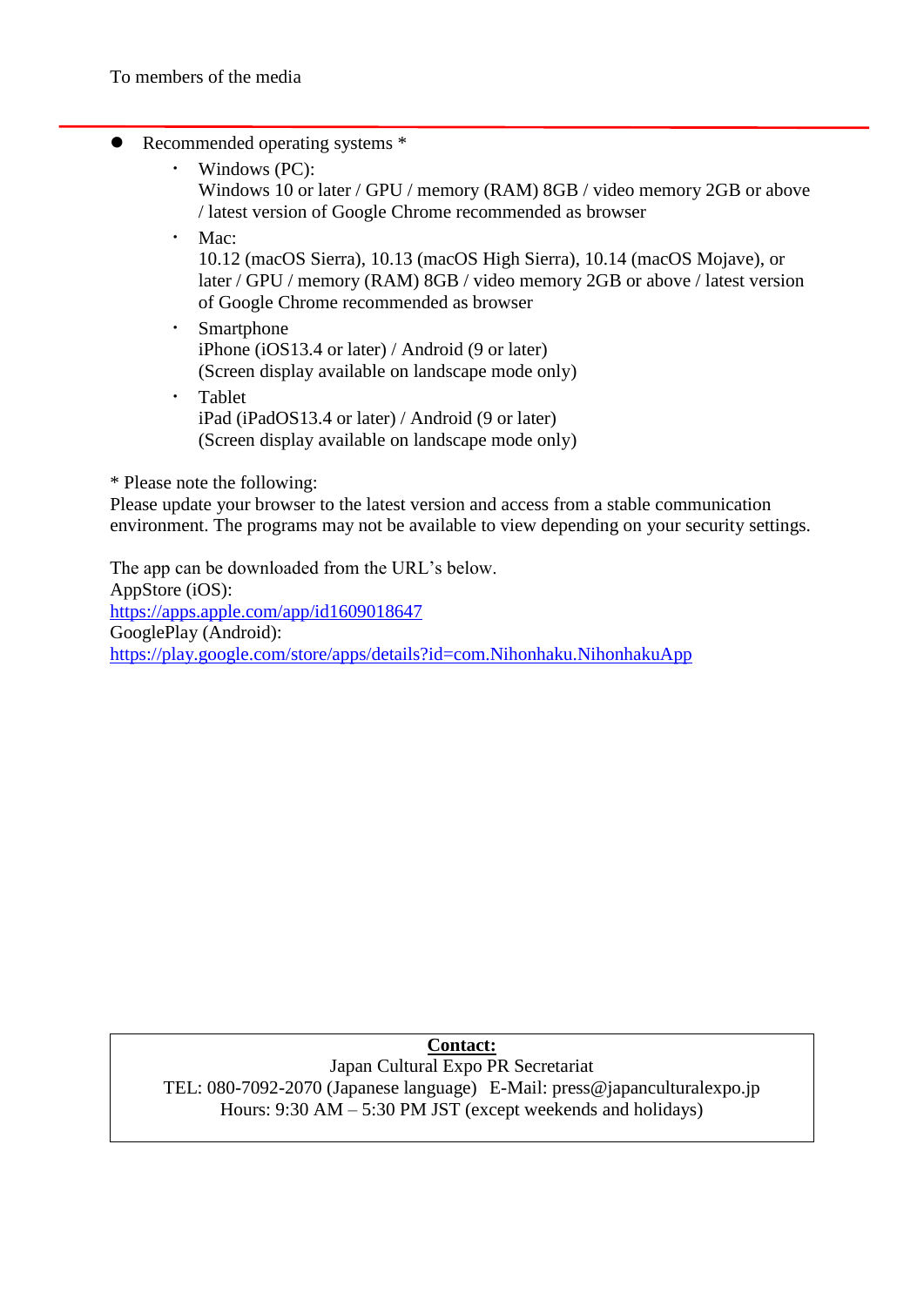To members of the media

- Recommended operating systems *
  - Windows (PC):
    Windows 10 or later / GPU / memory (RAM) 8GB / video memory 2GB or above / latest version of Google Chrome recommended as browser
  - Mac:
    10.12 (macOS Sierra), 10.13 (macOS High Sierra), 10.14 (macOS Mojave), or later / GPU / memory (RAM) 8GB / video memory 2GB or above / latest version of Google Chrome recommended as browser
  - Smartphone
    iPhone (iOS13.4 or later) / Android (9 or later)
    (Screen display available on landscape mode only)
  - Tablet
    iPad (iPadOS13.4 or later) / Android (9 or later)
    (Screen display available on landscape mode only)

* Please note the following:
Please update your browser to the latest version and access from a stable communication environment. The programs may not be available to view depending on your security settings.

The app can be downloaded from the URL's below.
AppStore (iOS):
https://apps.apple.com/app/id1609018647
GooglePlay (Android):
https://play.google.com/store/apps/details?id=com.Nihonhaku.NihonhakuApp

**Contact:**
Japan Cultural Expo PR Secretariat
TEL: 080-7092-2070 (Japanese language) E-Mail: press@japanculturalexpo.jp
Hours: 9:30 AM – 5:30 PM JST (except weekends and holidays)